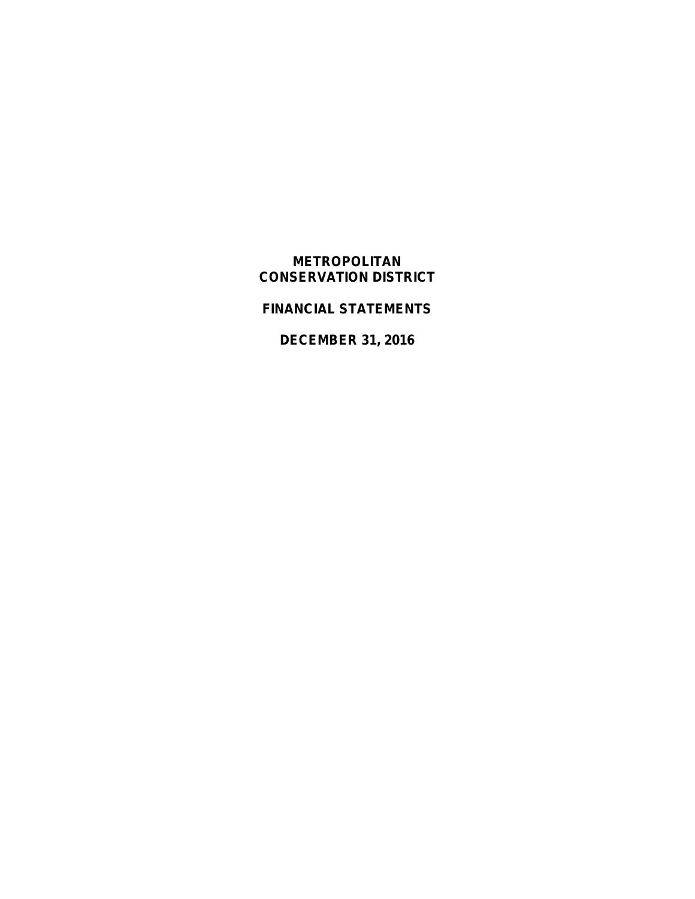# METROPOLITAN CONSERVATION DISTRICT

## FINANCIAL STATEMENTS

## DECEMBER 31, 2016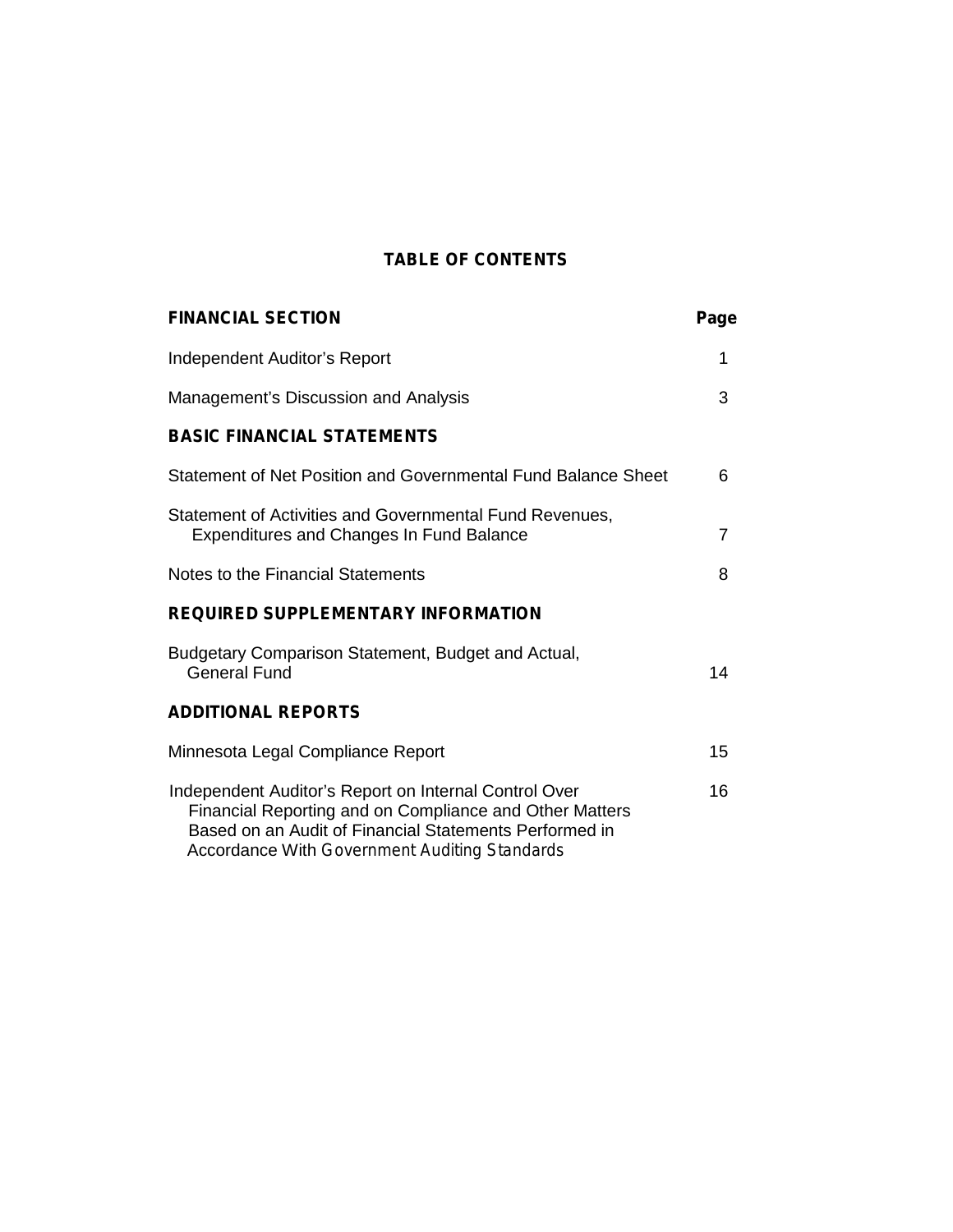# TABLE OF CONTENTS

| FINANCIAL SECTION | Page |
|---|---|
| Independent Auditor's Report | 1 |
| Management's Discussion and Analysis | 3 |
| **BASIC FINANCIAL STATEMENTS** | |
| Statement of Net Position and Governmental Fund Balance Sheet | 6 |
| Statement of Activities and Governmental Fund Revenues, Expenditures and Changes In Fund Balance | 7 |
| Notes to the Financial Statements | 8 |
| **REQUIRED SUPPLEMENTARY INFORMATION** | |
| Budgetary Comparison Statement, Budget and Actual, General Fund | 14 |
| **ADDITIONAL REPORTS** | |
| Minnesota Legal Compliance Report | 15 |
| Independent Auditor's Report on Internal Control Over Financial Reporting and on Compliance and Other Matters Based on an Audit of Financial Statements Performed in Accordance With *Government Auditing Standards* | 16 |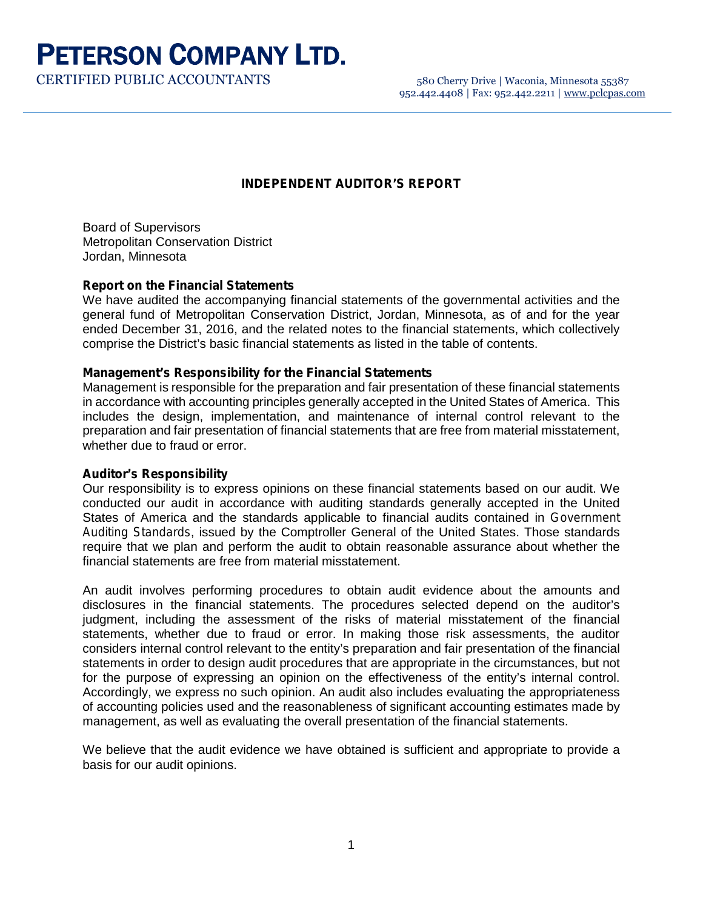# PETERSON COMPANY LTD.

CERTIFIED PUBLIC ACCOUNTANTS

580 Cherry Drive | Waconia, Minnesota 55387
952.442.4408 | Fax: 952.442.2211 | www.pclcpas.com

## INDEPENDENT AUDITOR'S REPORT

Board of Supervisors
Metropolitan Conservation District
Jordan, Minnesota

**Report on the Financial Statements**
We have audited the accompanying financial statements of the governmental activities and the general fund of Metropolitan Conservation District, Jordan, Minnesota, as of and for the year ended December 31, 2016, and the related notes to the financial statements, which collectively comprise the District's basic financial statements as listed in the table of contents.

**Management's Responsibility for the Financial Statements**
Management is responsible for the preparation and fair presentation of these financial statements in accordance with accounting principles generally accepted in the United States of America. This includes the design, implementation, and maintenance of internal control relevant to the preparation and fair presentation of financial statements that are free from material misstatement, whether due to fraud or error.

**Auditor's Responsibility**
Our responsibility is to express opinions on these financial statements based on our audit. We conducted our audit in accordance with auditing standards generally accepted in the United States of America and the standards applicable to financial audits contained in *Government Auditing Standards*, issued by the Comptroller General of the United States. Those standards require that we plan and perform the audit to obtain reasonable assurance about whether the financial statements are free from material misstatement.

An audit involves performing procedures to obtain audit evidence about the amounts and disclosures in the financial statements. The procedures selected depend on the auditor's judgment, including the assessment of the risks of material misstatement of the financial statements, whether due to fraud or error. In making those risk assessments, the auditor considers internal control relevant to the entity's preparation and fair presentation of the financial statements in order to design audit procedures that are appropriate in the circumstances, but not for the purpose of expressing an opinion on the effectiveness of the entity's internal control. Accordingly, we express no such opinion. An audit also includes evaluating the appropriateness of accounting policies used and the reasonableness of significant accounting estimates made by management, as well as evaluating the overall presentation of the financial statements.

We believe that the audit evidence we have obtained is sufficient and appropriate to provide a basis for our audit opinions.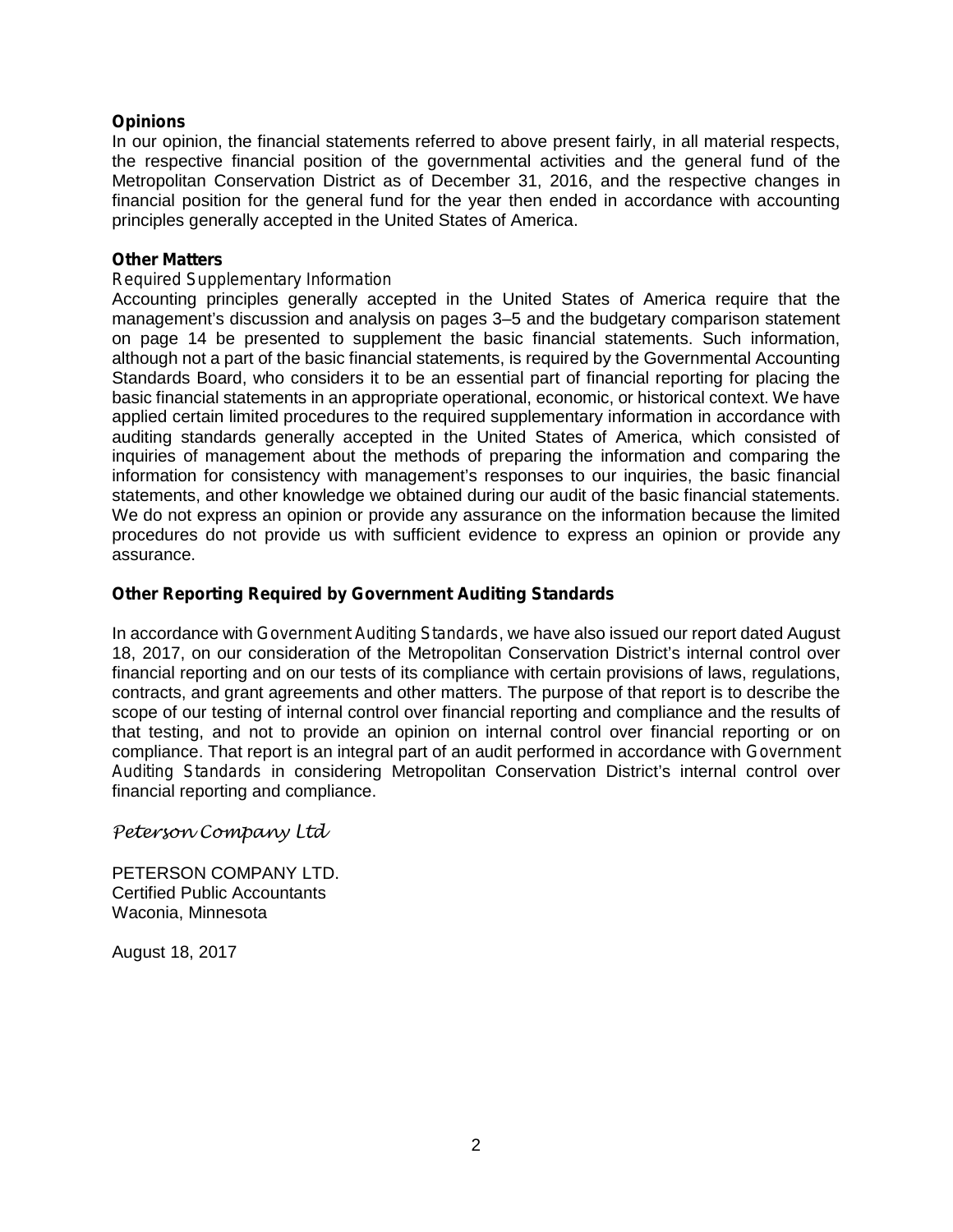**Opinions**

In our opinion, the financial statements referred to above present fairly, in all material respects, the respective financial position of the governmental activities and the general fund of the Metropolitan Conservation District as of December 31, 2016, and the respective changes in financial position for the general fund for the year then ended in accordance with accounting principles generally accepted in the United States of America.

**Other Matters**

*Required Supplementary Information*

Accounting principles generally accepted in the United States of America require that the management's discussion and analysis on pages 3–5 and the budgetary comparison statement on page 14 be presented to supplement the basic financial statements. Such information, although not a part of the basic financial statements, is required by the Governmental Accounting Standards Board, who considers it to be an essential part of financial reporting for placing the basic financial statements in an appropriate operational, economic, or historical context. We have applied certain limited procedures to the required supplementary information in accordance with auditing standards generally accepted in the United States of America, which consisted of inquiries of management about the methods of preparing the information and comparing the information for consistency with management's responses to our inquiries, the basic financial statements, and other knowledge we obtained during our audit of the basic financial statements. We do not express an opinion or provide any assurance on the information because the limited procedures do not provide us with sufficient evidence to express an opinion or provide any assurance.

**Other Reporting Required by Government Auditing Standards**

In accordance with *Government Auditing Standards*, we have also issued our report dated August 18, 2017, on our consideration of the Metropolitan Conservation District's internal control over financial reporting and on our tests of its compliance with certain provisions of laws, regulations, contracts, and grant agreements and other matters. The purpose of that report is to describe the scope of our testing of internal control over financial reporting and compliance and the results of that testing, and not to provide an opinion on internal control over financial reporting or on compliance. That report is an integral part of an audit performed in accordance with *Government Auditing Standards* in considering Metropolitan Conservation District's internal control over financial reporting and compliance.

*Peterson Company Ltd*

PETERSON COMPANY LTD.
Certified Public Accountants
Waconia, Minnesota

August 18, 2017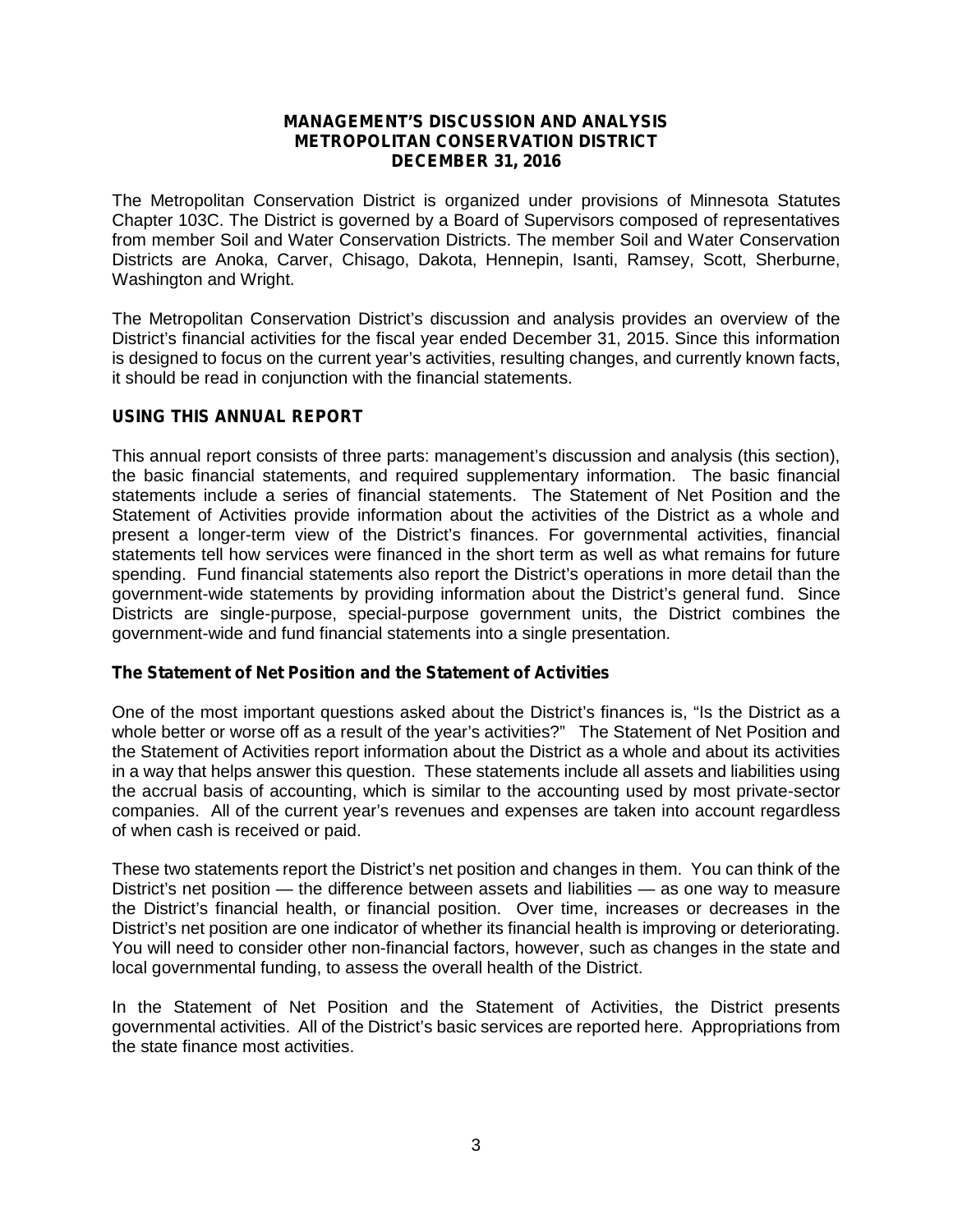# MANAGEMENT'S DISCUSSION AND ANALYSIS
## METROPOLITAN CONSERVATION DISTRICT
## DECEMBER 31, 2016

The Metropolitan Conservation District is organized under provisions of Minnesota Statutes Chapter 103C. The District is governed by a Board of Supervisors composed of representatives from member Soil and Water Conservation Districts. The member Soil and Water Conservation Districts are Anoka, Carver, Chisago, Dakota, Hennepin, Isanti, Ramsey, Scott, Sherburne, Washington and Wright.

The Metropolitan Conservation District's discussion and analysis provides an overview of the District's financial activities for the fiscal year ended December 31, 2015. Since this information is designed to focus on the current year's activities, resulting changes, and currently known facts, it should be read in conjunction with the financial statements.

## USING THIS ANNUAL REPORT

This annual report consists of three parts: management's discussion and analysis (this section), the basic financial statements, and required supplementary information. The basic financial statements include a series of financial statements. The Statement of Net Position and the Statement of Activities provide information about the activities of the District as a whole and present a longer-term view of the District's finances. For governmental activities, financial statements tell how services were financed in the short term as well as what remains for future spending. Fund financial statements also report the District's operations in more detail than the government-wide statements by providing information about the District's general fund. Since Districts are single-purpose, special-purpose government units, the District combines the government-wide and fund financial statements into a single presentation.

### The Statement of Net Position and the Statement of Activities

One of the most important questions asked about the District's finances is, "Is the District as a whole better or worse off as a result of the year's activities?" The Statement of Net Position and the Statement of Activities report information about the District as a whole and about its activities in a way that helps answer this question. These statements include all assets and liabilities using the accrual basis of accounting, which is similar to the accounting used by most private-sector companies. All of the current year's revenues and expenses are taken into account regardless of when cash is received or paid.

These two statements report the District's net position and changes in them. You can think of the District's net position — the difference between assets and liabilities — as one way to measure the District's financial health, or financial position. Over time, increases or decreases in the District's net position are one indicator of whether its financial health is improving or deteriorating. You will need to consider other non-financial factors, however, such as changes in the state and local governmental funding, to assess the overall health of the District.

In the Statement of Net Position and the Statement of Activities, the District presents governmental activities. All of the District's basic services are reported here. Appropriations from the state finance most activities.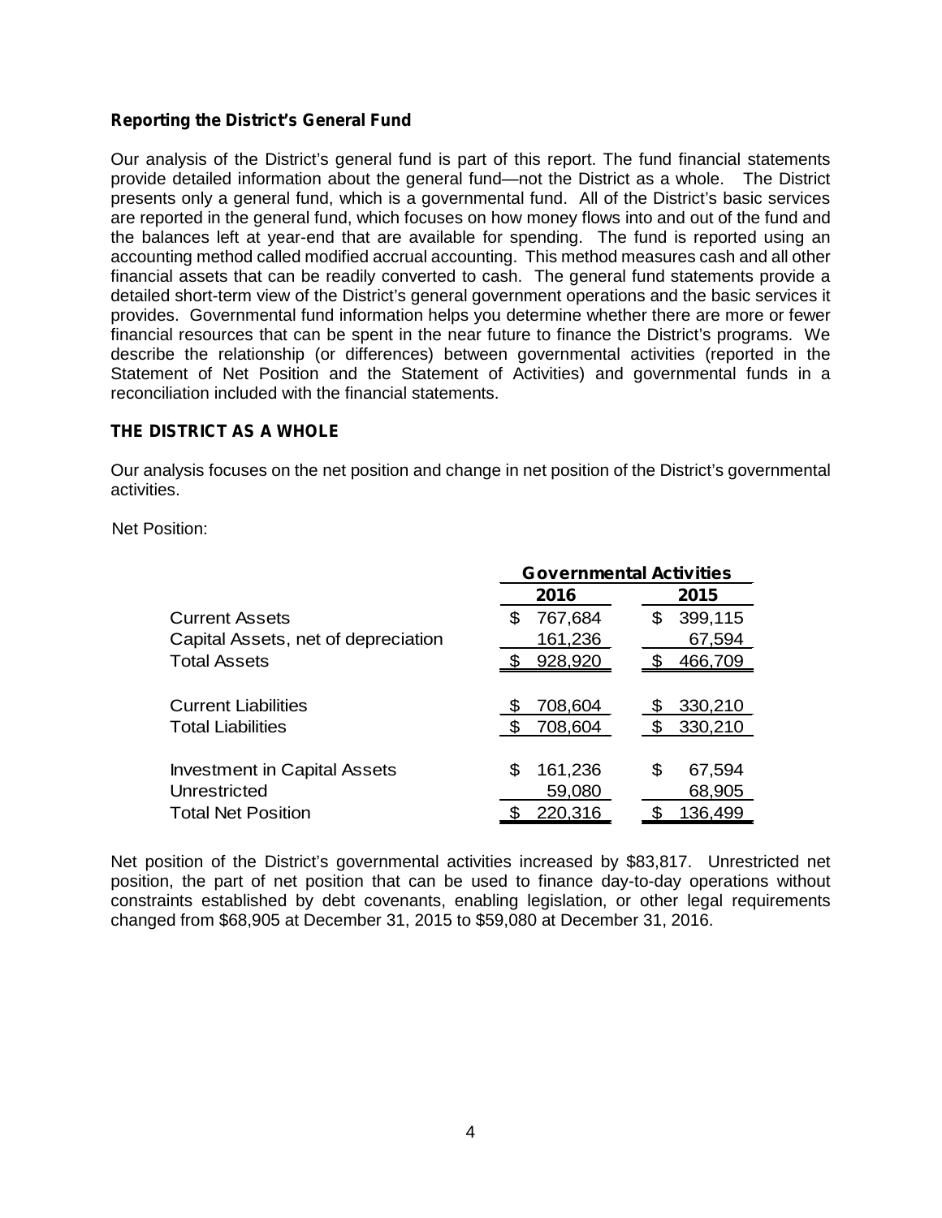### Reporting the District's General Fund

Our analysis of the District's general fund is part of this report. The fund financial statements provide detailed information about the general fund—not the District as a whole. The District presents only a general fund, which is a governmental fund. All of the District's basic services are reported in the general fund, which focuses on how money flows into and out of the fund and the balances left at year-end that are available for spending. The fund is reported using an accounting method called modified accrual accounting. This method measures cash and all other financial assets that can be readily converted to cash. The general fund statements provide a detailed short-term view of the District's general government operations and the basic services it provides. Governmental fund information helps you determine whether there are more or fewer financial resources that can be spent in the near future to finance the District's programs. We describe the relationship (or differences) between governmental activities (reported in the Statement of Net Position and the Statement of Activities) and governmental funds in a reconciliation included with the financial statements.

## THE DISTRICT AS A WHOLE

Our analysis focuses on the net position and change in net position of the District's governmental activities.

Net Position:

| | Governmental Activities | |
|---|---|---|
| | 2016 | 2015 |
| Current Assets | $ 767,684 | $ 399,115 |
| Capital Assets, net of depreciation | 161,236 | 67,594 |
| Total Assets | $ 928,920 | $ 466,709 |
| | | |
| Current Liabilities | $ 708,604 | $ 330,210 |
| Total Liabilities | $ 708,604 | $ 330,210 |
| | | |
| Investment in Capital Assets | $ 161,236 | $ 67,594 |
| Unrestricted | 59,080 | 68,905 |
| Total Net Position | $ 220,316 | $ 136,499 |

Net position of the District's governmental activities increased by $83,817. Unrestricted net position, the part of net position that can be used to finance day-to-day operations without constraints established by debt covenants, enabling legislation, or other legal requirements changed from $68,905 at December 31, 2015 to $59,080 at December 31, 2016.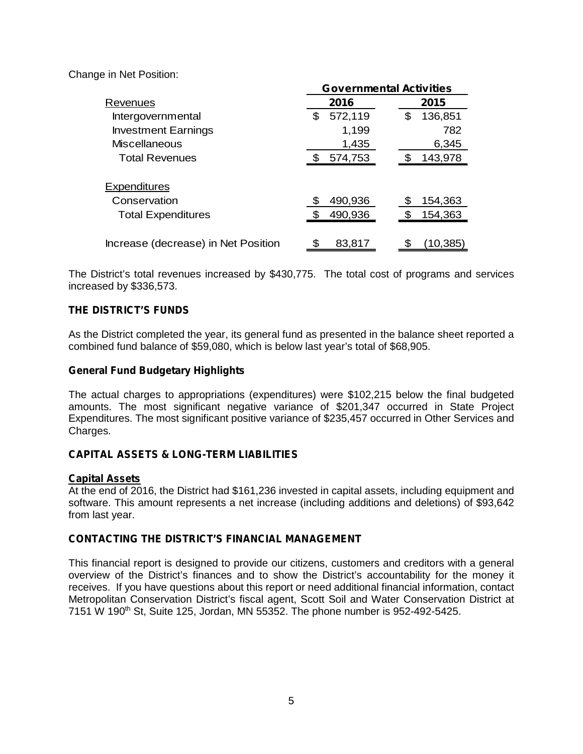Change in Net Position:

| | Governmental Activities | |
|---|---|---|
| Revenues | 2016 | 2015 |
| Intergovernmental | $ 572,119 | $ 136,851 |
| Investment Earnings | 1,199 | 782 |
| Miscellaneous | 1,435 | 6,345 |
| Total Revenues | $ 574,753 | $ 143,978 |
| | | |
| Expenditures | | |
| Conservation | $ 490,936 | $ 154,363 |
| Total Expenditures | $ 490,936 | $ 154,363 |
| | | |
| Increase (decrease) in Net Position | $ 83,817 | $ (10,385) |

The District's total revenues increased by $430,775. The total cost of programs and services increased by $336,573.

## THE DISTRICT'S FUNDS

As the District completed the year, its general fund as presented in the balance sheet reported a combined fund balance of $59,080, which is below last year's total of $68,905.

### General Fund Budgetary Highlights

The actual charges to appropriations (expenditures) were $102,215 below the final budgeted amounts. The most significant negative variance of $201,347 occurred in State Project Expenditures. The most significant positive variance of $235,457 occurred in Other Services and Charges.

## CAPITAL ASSETS & LONG-TERM LIABILITIES

### Capital Assets

At the end of 2016, the District had $161,236 invested in capital assets, including equipment and software. This amount represents a net increase (including additions and deletions) of $93,642 from last year.

## CONTACTING THE DISTRICT'S FINANCIAL MANAGEMENT

This financial report is designed to provide our citizens, customers and creditors with a general overview of the District's finances and to show the District's accountability for the money it receives. If you have questions about this report or need additional financial information, contact Metropolitan Conservation District's fiscal agent, Scott Soil and Water Conservation District at 7151 W 190th St, Suite 125, Jordan, MN 55352. The phone number is 952-492-5425.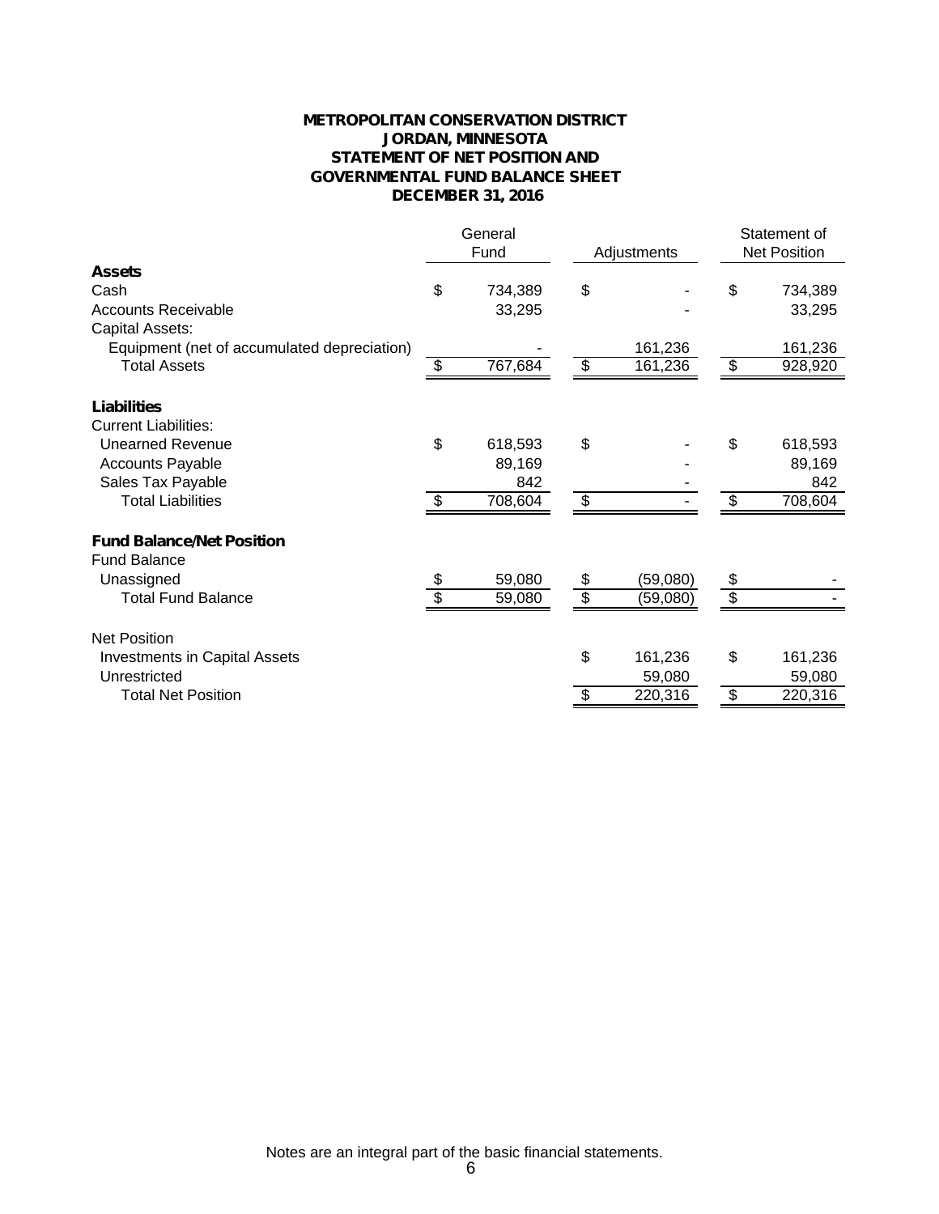**METROPOLITAN CONSERVATION DISTRICT**
**JORDAN, MINNESOTA**
**STATEMENT OF NET POSITION AND**
**GOVERNMENTAL FUND BALANCE SHEET**
**DECEMBER 31, 2016**

| | General Fund | Adjustments | Statement of Net Position |
|---|---|---|---|
| **Assets** | | | |
| Cash | $ 734,389 | $ - | $ 734,389 |
| Accounts Receivable | 33,295 | - | 33,295 |
| Capital Assets: | | | |
| Equipment (net of accumulated depreciation) | - | 161,236 | 161,236 |
| Total Assets | $ 767,684 | $ 161,236 | $ 928,920 |
| | | | |
| **Liabilities** | | | |
| Current Liabilities: | | | |
| Unearned Revenue | $ 618,593 | $ - | $ 618,593 |
| Accounts Payable | 89,169 | - | 89,169 |
| Sales Tax Payable | 842 | - | 842 |
| Total Liabilities | $ 708,604 | $ - | $ 708,604 |
| | | | |
| **Fund Balance/Net Position** | | | |
| Fund Balance | | | |
| Unassigned | $ 59,080 | $ (59,080) | $ - |
| Total Fund Balance | $ 59,080 | $ (59,080) | $ - |
| | | | |
| Net Position | | | |
| Investments in Capital Assets | | $ 161,236 | $ 161,236 |
| Unrestricted | | 59,080 | 59,080 |
| Total Net Position | | $ 220,316 | $ 220,316 |

Notes are an integral part of the basic financial statements.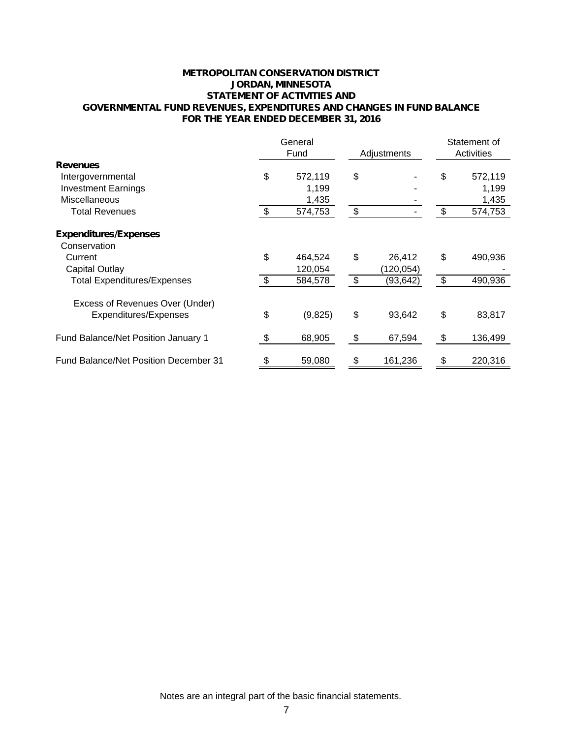**METROPOLITAN CONSERVATION DISTRICT**
**JORDAN, MINNESOTA**
**STATEMENT OF ACTIVITIES AND**
**GOVERNMENTAL FUND REVENUES, EXPENDITURES AND CHANGES IN FUND BALANCE**
**FOR THE YEAR ENDED DECEMBER 31, 2016**

| | General Fund | Adjustments | Statement of Activities |
|---|---|---|---|
| **Revenues** | | | |
| Intergovernmental | $ 572,119 | $ - | $ 572,119 |
| Investment Earnings | 1,199 | - | 1,199 |
| Miscellaneous | 1,435 | - | 1,435 |
| Total Revenues | $ 574,753 | $ - | $ 574,753 |
| **Expenditures/Expenses** | | | |
| Conservation | | | |
| Current | $ 464,524 | $ 26,412 | $ 490,936 |
| Capital Outlay | 120,054 | (120,054) | - |
| Total Expenditures/Expenses | $ 584,578 | $ (93,642) | $ 490,936 |
| Excess of Revenues Over (Under) Expenditures/Expenses | $ (9,825) | $ 93,642 | $ 83,817 |
| Fund Balance/Net Position January 1 | $ 68,905 | $ 67,594 | $ 136,499 |
| Fund Balance/Net Position December 31 | $ 59,080 | $ 161,236 | $ 220,316 |

Notes are an integral part of the basic financial statements.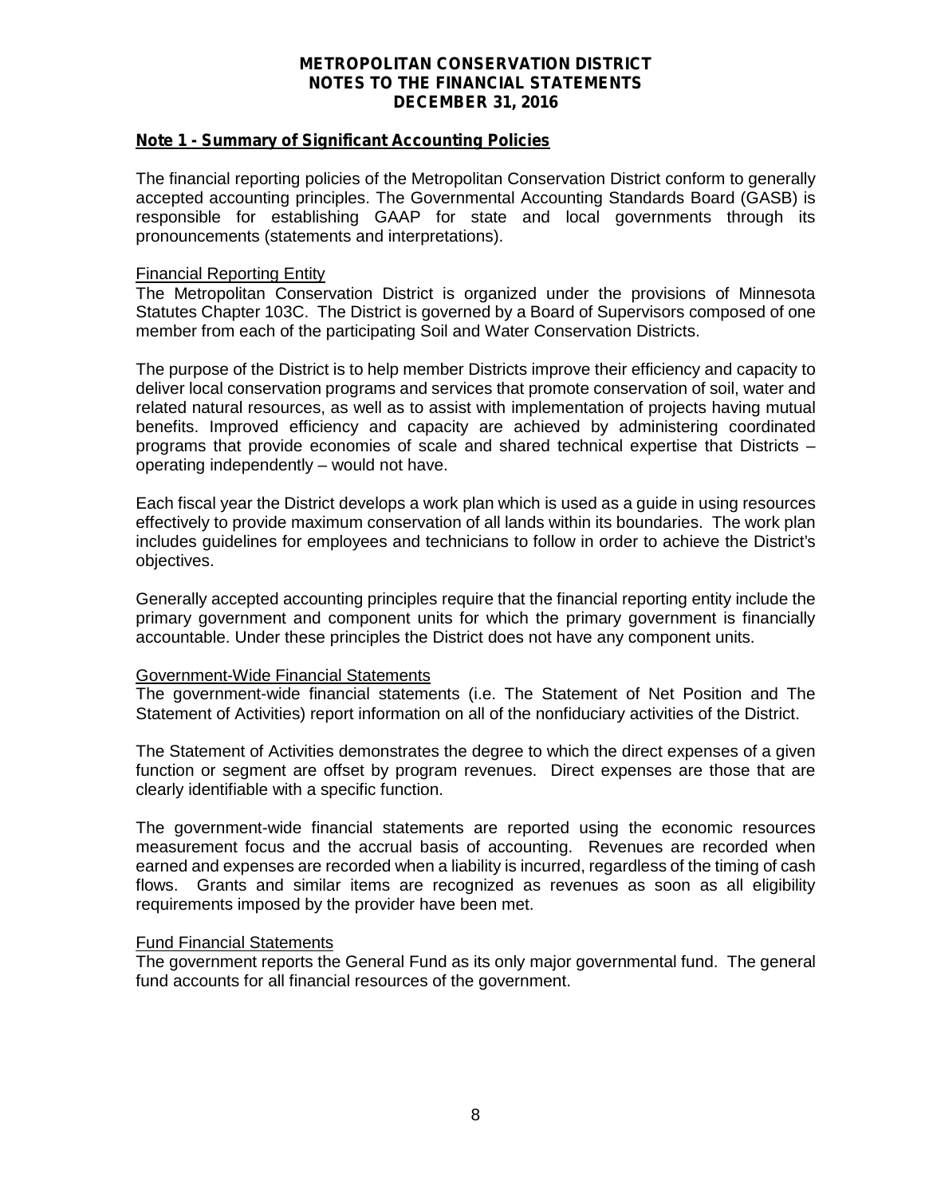# METROPOLITAN CONSERVATION DISTRICT
# NOTES TO THE FINANCIAL STATEMENTS
# DECEMBER 31, 2016

## Note 1 - Summary of Significant Accounting Policies

The financial reporting policies of the Metropolitan Conservation District conform to generally accepted accounting principles. The Governmental Accounting Standards Board (GASB) is responsible for establishing GAAP for state and local governments through its pronouncements (statements and interpretations).

### Financial Reporting Entity

The Metropolitan Conservation District is organized under the provisions of Minnesota Statutes Chapter 103C. The District is governed by a Board of Supervisors composed of one member from each of the participating Soil and Water Conservation Districts.

The purpose of the District is to help member Districts improve their efficiency and capacity to deliver local conservation programs and services that promote conservation of soil, water and related natural resources, as well as to assist with implementation of projects having mutual benefits. Improved efficiency and capacity are achieved by administering coordinated programs that provide economies of scale and shared technical expertise that Districts – operating independently – would not have.

Each fiscal year the District develops a work plan which is used as a guide in using resources effectively to provide maximum conservation of all lands within its boundaries. The work plan includes guidelines for employees and technicians to follow in order to achieve the District's objectives.

Generally accepted accounting principles require that the financial reporting entity include the primary government and component units for which the primary government is financially accountable. Under these principles the District does not have any component units.

### Government-Wide Financial Statements

The government-wide financial statements (i.e. The Statement of Net Position and The Statement of Activities) report information on all of the nonfiduciary activities of the District.

The Statement of Activities demonstrates the degree to which the direct expenses of a given function or segment are offset by program revenues. Direct expenses are those that are clearly identifiable with a specific function.

The government-wide financial statements are reported using the economic resources measurement focus and the accrual basis of accounting. Revenues are recorded when earned and expenses are recorded when a liability is incurred, regardless of the timing of cash flows. Grants and similar items are recognized as revenues as soon as all eligibility requirements imposed by the provider have been met.

### Fund Financial Statements

The government reports the General Fund as its only major governmental fund. The general fund accounts for all financial resources of the government.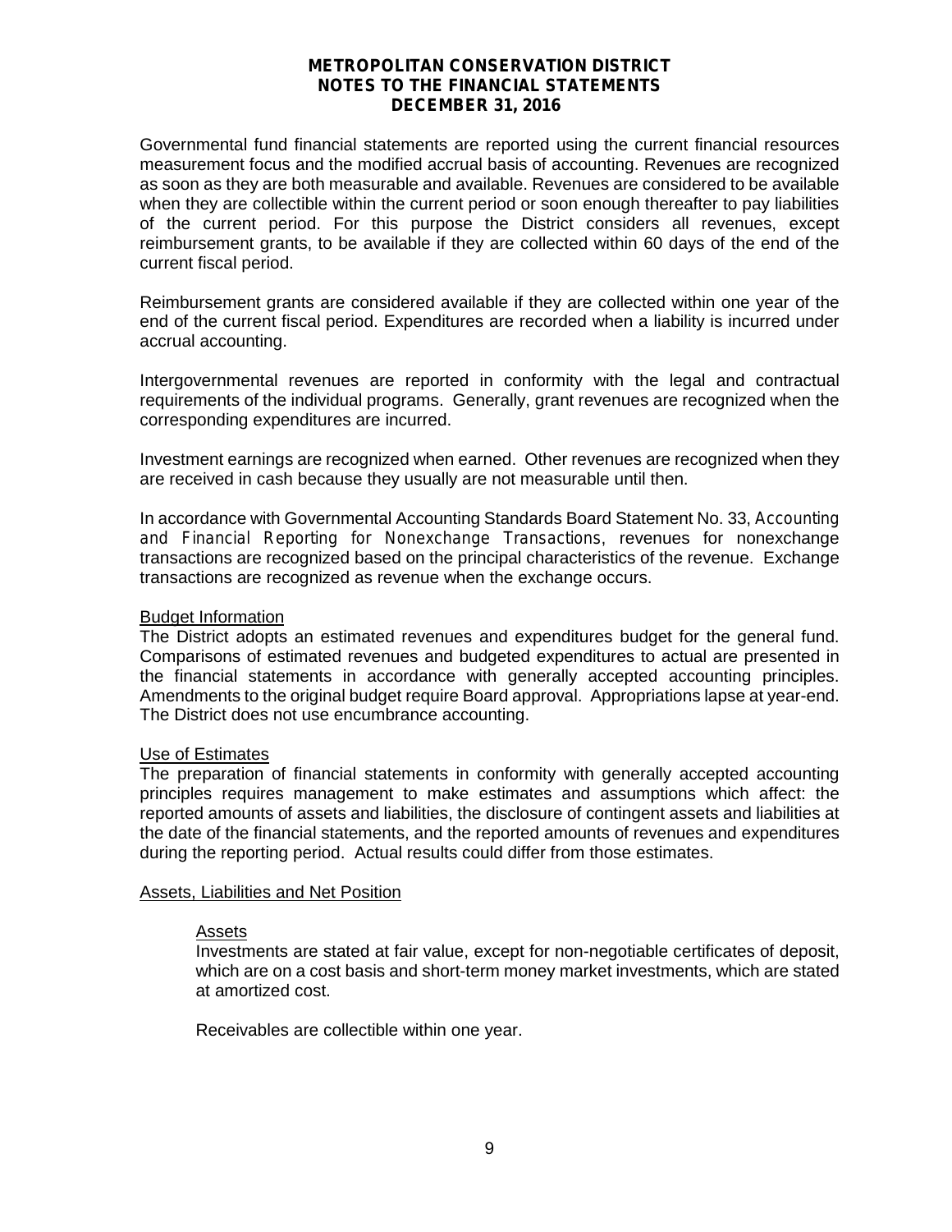Governmental fund financial statements are reported using the current financial resources measurement focus and the modified accrual basis of accounting. Revenues are recognized as soon as they are both measurable and available. Revenues are considered to be available when they are collectible within the current period or soon enough thereafter to pay liabilities of the current period. For this purpose the District considers all revenues, except reimbursement grants, to be available if they are collected within 60 days of the end of the current fiscal period.

Reimbursement grants are considered available if they are collected within one year of the end of the current fiscal period. Expenditures are recorded when a liability is incurred under accrual accounting.

Intergovernmental revenues are reported in conformity with the legal and contractual requirements of the individual programs. Generally, grant revenues are recognized when the corresponding expenditures are incurred.

Investment earnings are recognized when earned. Other revenues are recognized when they are received in cash because they usually are not measurable until then.

In accordance with Governmental Accounting Standards Board Statement No. 33, *Accounting and Financial Reporting for Nonexchange Transactions*, revenues for nonexchange transactions are recognized based on the principal characteristics of the revenue. Exchange transactions are recognized as revenue when the exchange occurs.

## Budget Information

The District adopts an estimated revenues and expenditures budget for the general fund. Comparisons of estimated revenues and budgeted expenditures to actual are presented in the financial statements in accordance with generally accepted accounting principles. Amendments to the original budget require Board approval. Appropriations lapse at year-end. The District does not use encumbrance accounting.

## Use of Estimates

The preparation of financial statements in conformity with generally accepted accounting principles requires management to make estimates and assumptions which affect: the reported amounts of assets and liabilities, the disclosure of contingent assets and liabilities at the date of the financial statements, and the reported amounts of revenues and expenditures during the reporting period. Actual results could differ from those estimates.

## Assets, Liabilities and Net Position

### Assets

Investments are stated at fair value, except for non-negotiable certificates of deposit, which are on a cost basis and short-term money market investments, which are stated at amortized cost.

Receivables are collectible within one year.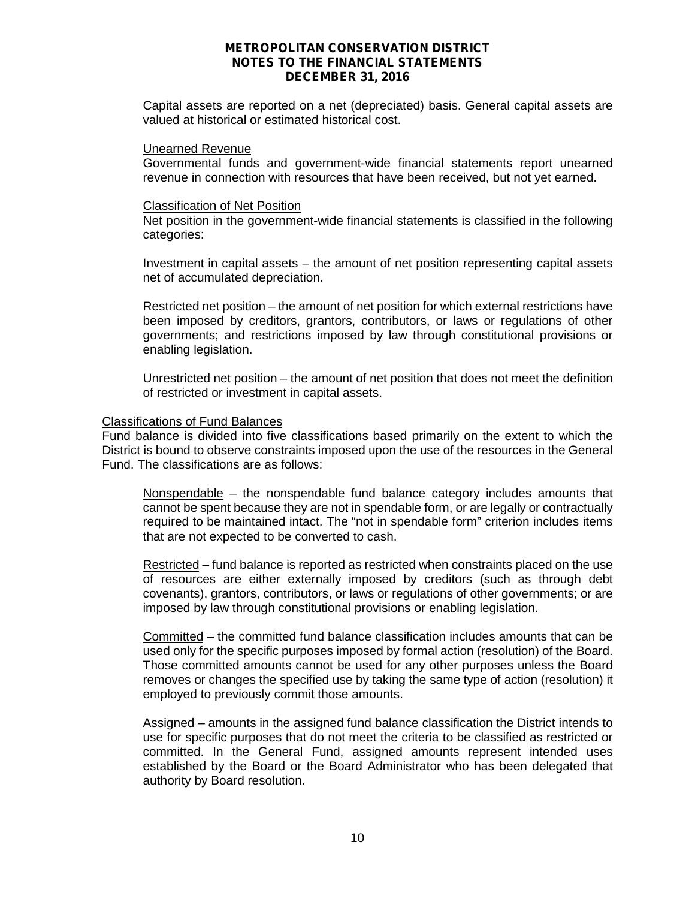Capital assets are reported on a net (depreciated) basis. General capital assets are valued at historical or estimated historical cost.

Unearned Revenue

Governmental funds and government-wide financial statements report unearned revenue in connection with resources that have been received, but not yet earned.

Classification of Net Position

Net position in the government-wide financial statements is classified in the following categories:

Investment in capital assets – the amount of net position representing capital assets net of accumulated depreciation.

Restricted net position – the amount of net position for which external restrictions have been imposed by creditors, grantors, contributors, or laws or regulations of other governments; and restrictions imposed by law through constitutional provisions or enabling legislation.

Unrestricted net position – the amount of net position that does not meet the definition of restricted or investment in capital assets.

Classifications of Fund Balances

Fund balance is divided into five classifications based primarily on the extent to which the District is bound to observe constraints imposed upon the use of the resources in the General Fund. The classifications are as follows:

Nonspendable – the nonspendable fund balance category includes amounts that cannot be spent because they are not in spendable form, or are legally or contractually required to be maintained intact. The "not in spendable form" criterion includes items that are not expected to be converted to cash.

Restricted – fund balance is reported as restricted when constraints placed on the use of resources are either externally imposed by creditors (such as through debt covenants), grantors, contributors, or laws or regulations of other governments; or are imposed by law through constitutional provisions or enabling legislation.

Committed – the committed fund balance classification includes amounts that can be used only for the specific purposes imposed by formal action (resolution) of the Board. Those committed amounts cannot be used for any other purposes unless the Board removes or changes the specified use by taking the same type of action (resolution) it employed to previously commit those amounts.

Assigned – amounts in the assigned fund balance classification the District intends to use for specific purposes that do not meet the criteria to be classified as restricted or committed. In the General Fund, assigned amounts represent intended uses established by the Board or the Board Administrator who has been delegated that authority by Board resolution.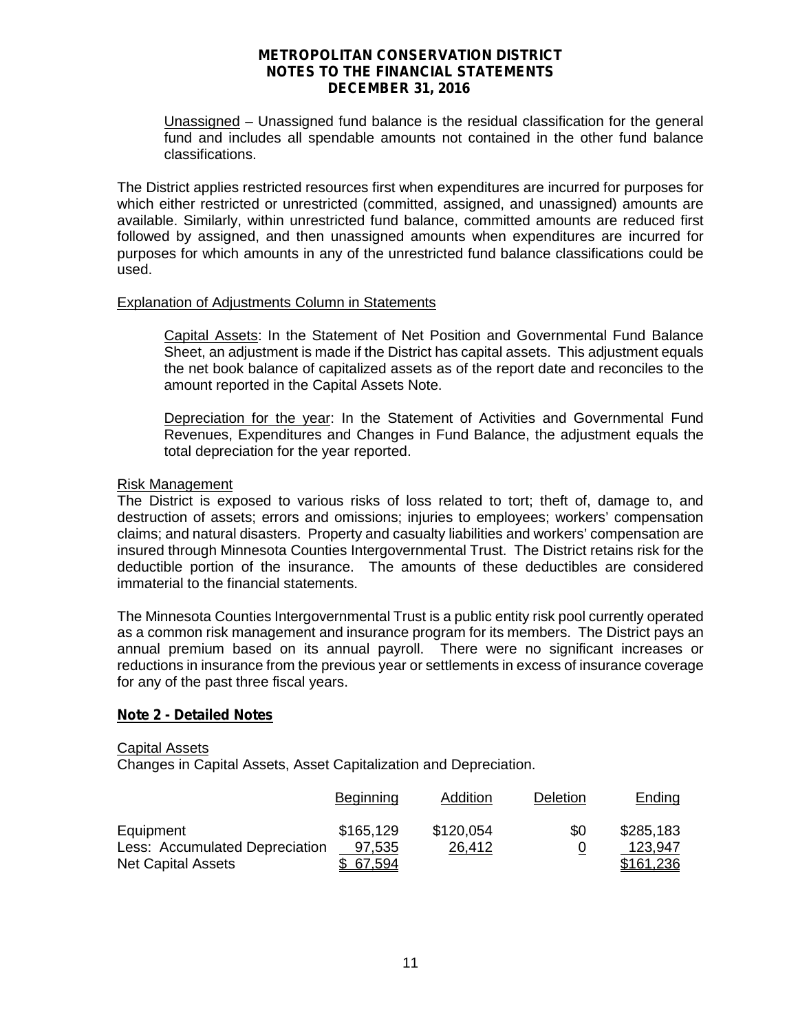Unassigned – Unassigned fund balance is the residual classification for the general fund and includes all spendable amounts not contained in the other fund balance classifications.

The District applies restricted resources first when expenditures are incurred for purposes for which either restricted or unrestricted (committed, assigned, and unassigned) amounts are available. Similarly, within unrestricted fund balance, committed amounts are reduced first followed by assigned, and then unassigned amounts when expenditures are incurred for purposes for which amounts in any of the unrestricted fund balance classifications could be used.

Explanation of Adjustments Column in Statements

Capital Assets: In the Statement of Net Position and Governmental Fund Balance Sheet, an adjustment is made if the District has capital assets. This adjustment equals the net book balance of capitalized assets as of the report date and reconciles to the amount reported in the Capital Assets Note.

Depreciation for the year: In the Statement of Activities and Governmental Fund Revenues, Expenditures and Changes in Fund Balance, the adjustment equals the total depreciation for the year reported.

Risk Management

The District is exposed to various risks of loss related to tort; theft of, damage to, and destruction of assets; errors and omissions; injuries to employees; workers' compensation claims; and natural disasters. Property and casualty liabilities and workers' compensation are insured through Minnesota Counties Intergovernmental Trust. The District retains risk for the deductible portion of the insurance. The amounts of these deductibles are considered immaterial to the financial statements.

The Minnesota Counties Intergovernmental Trust is a public entity risk pool currently operated as a common risk management and insurance program for its members. The District pays an annual premium based on its annual payroll. There were no significant increases or reductions in insurance from the previous year or settlements in excess of insurance coverage for any of the past three fiscal years.

## Note 2 - Detailed Notes

Capital Assets

Changes in Capital Assets, Asset Capitalization and Depreciation.

| | Beginning | Addition | Deletion | Ending |
|---|---|---|---|---|
| Equipment | $165,129 | $120,054 | $0 | $285,183 |
| Less: Accumulated Depreciation | 97,535 | 26,412 | 0 | 123,947 |
| Net Capital Assets | $ 67,594 | | | $161,236 |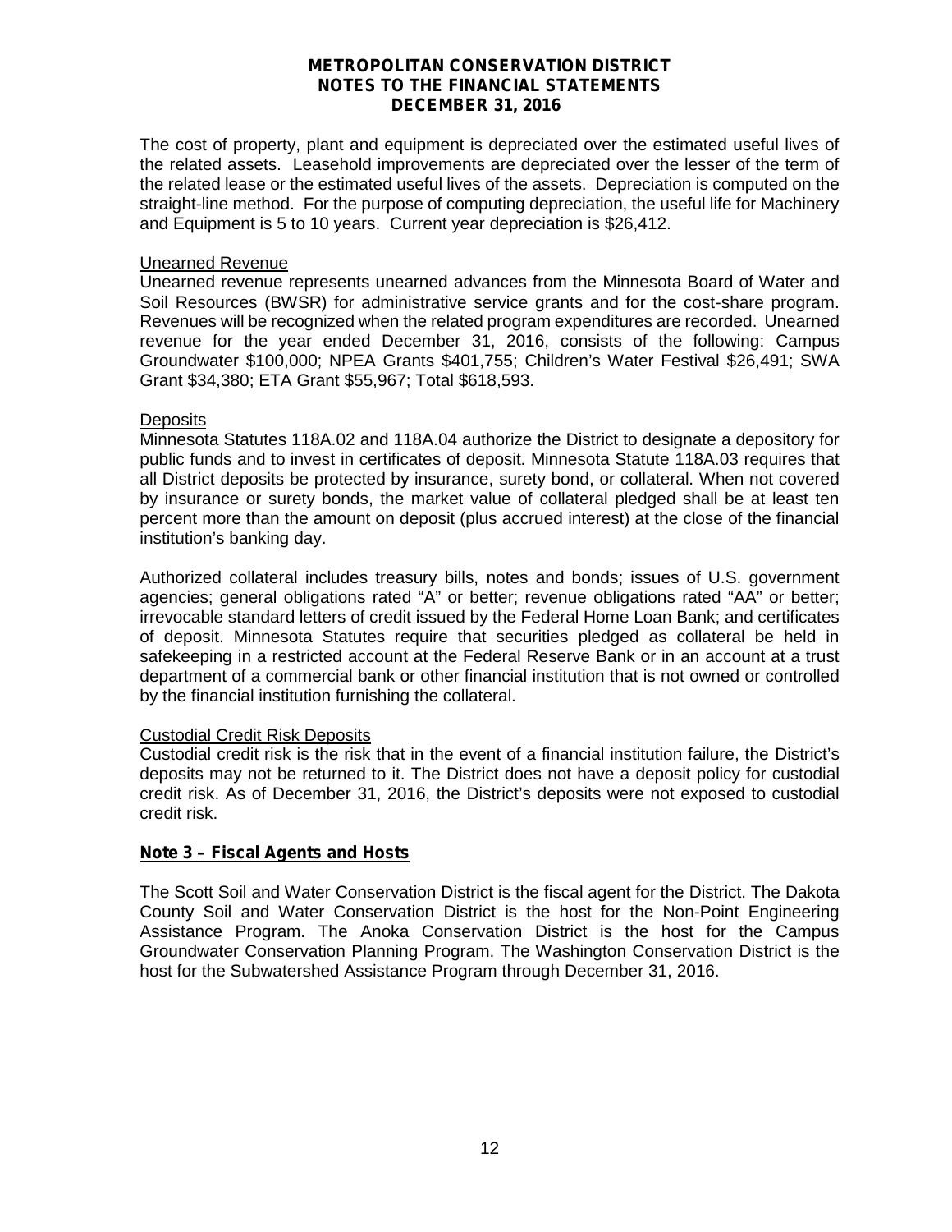The cost of property, plant and equipment is depreciated over the estimated useful lives of the related assets. Leasehold improvements are depreciated over the lesser of the term of the related lease or the estimated useful lives of the assets. Depreciation is computed on the straight-line method. For the purpose of computing depreciation, the useful life for Machinery and Equipment is 5 to 10 years. Current year depreciation is $26,412.

Unearned Revenue

Unearned revenue represents unearned advances from the Minnesota Board of Water and Soil Resources (BWSR) for administrative service grants and for the cost-share program. Revenues will be recognized when the related program expenditures are recorded. Unearned revenue for the year ended December 31, 2016, consists of the following: Campus Groundwater $100,000; NPEA Grants $401,755; Children's Water Festival $26,491; SWA Grant $34,380; ETA Grant $55,967; Total $618,593.

Deposits

Minnesota Statutes 118A.02 and 118A.04 authorize the District to designate a depository for public funds and to invest in certificates of deposit. Minnesota Statute 118A.03 requires that all District deposits be protected by insurance, surety bond, or collateral. When not covered by insurance or surety bonds, the market value of collateral pledged shall be at least ten percent more than the amount on deposit (plus accrued interest) at the close of the financial institution's banking day.

Authorized collateral includes treasury bills, notes and bonds; issues of U.S. government agencies; general obligations rated "A" or better; revenue obligations rated "AA" or better; irrevocable standard letters of credit issued by the Federal Home Loan Bank; and certificates of deposit. Minnesota Statutes require that securities pledged as collateral be held in safekeeping in a restricted account at the Federal Reserve Bank or in an account at a trust department of a commercial bank or other financial institution that is not owned or controlled by the financial institution furnishing the collateral.

Custodial Credit Risk Deposits

Custodial credit risk is the risk that in the event of a financial institution failure, the District's deposits may not be returned to it. The District does not have a deposit policy for custodial credit risk. As of December 31, 2016, the District's deposits were not exposed to custodial credit risk.

## Note 3 – Fiscal Agents and Hosts

The Scott Soil and Water Conservation District is the fiscal agent for the District. The Dakota County Soil and Water Conservation District is the host for the Non-Point Engineering Assistance Program. The Anoka Conservation District is the host for the Campus Groundwater Conservation Planning Program. The Washington Conservation District is the host for the Subwatershed Assistance Program through December 31, 2016.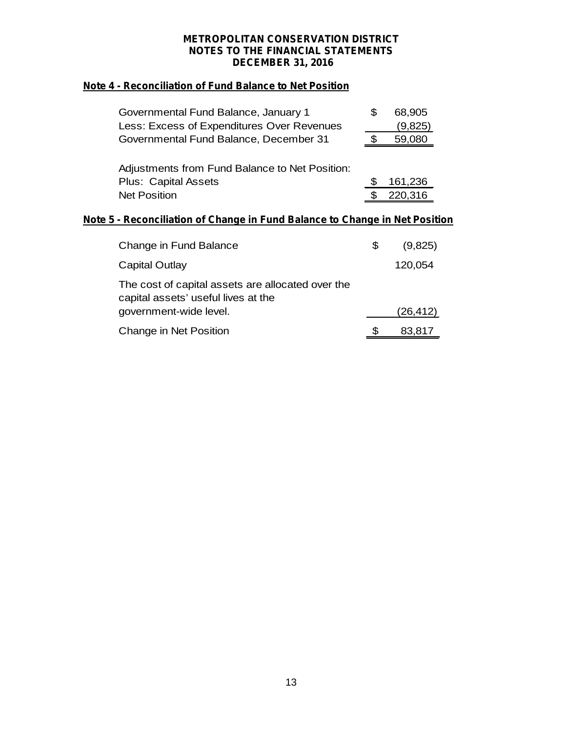**METROPOLITAN CONSERVATION DISTRICT**
**NOTES TO THE FINANCIAL STATEMENTS**
**DECEMBER 31, 2016**

## Note 4 - Reconciliation of Fund Balance to Net Position

| | | |
|---|---|---|
| Governmental Fund Balance, January 1 | $ | 68,905 |
| Less: Excess of Expenditures Over Revenues | | (9,825) |
| Governmental Fund Balance, December 31 | $ | 59,080 |
| | | |
| Adjustments from Fund Balance to Net Position: | | |
| Plus: Capital Assets | $ | 161,236 |
| Net Position | $ | 220,316 |

## Note 5 - Reconciliation of Change in Fund Balance to Change in Net Position

| | | |
|---|---|---|
| Change in Fund Balance | $ | (9,825) |
| Capital Outlay | | 120,054 |
| The cost of capital assets are allocated over the capital assets' useful lives at the government-wide level. | | (26,412) |
| Change in Net Position | $ | 83,817 |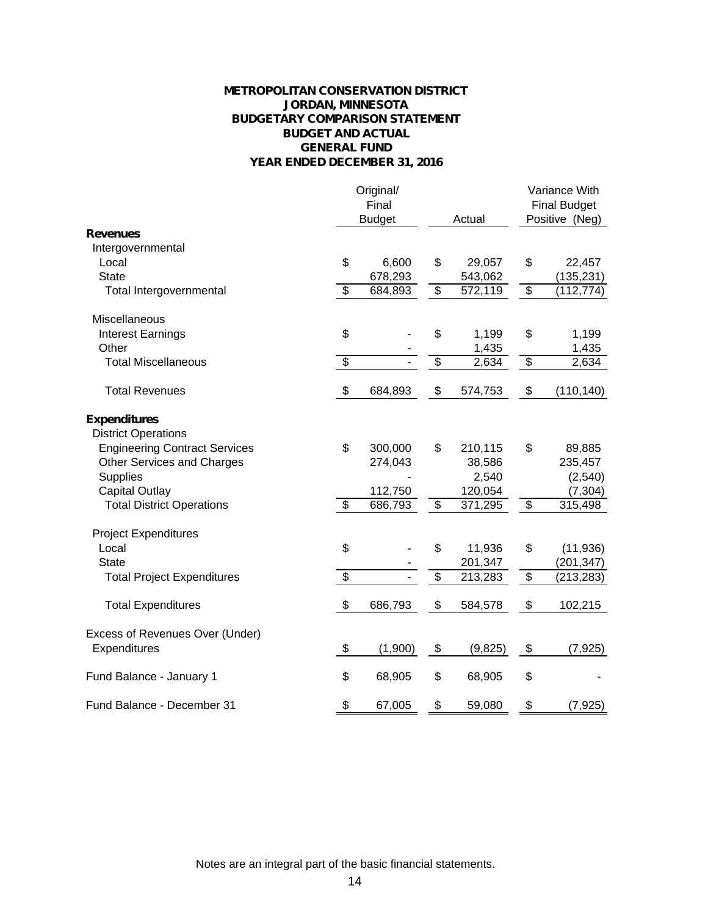# METROPOLITAN CONSERVATION DISTRICT
## JORDAN, MINNESOTA
## BUDGETARY COMPARISON STATEMENT
## BUDGET AND ACTUAL
## GENERAL FUND
## YEAR ENDED DECEMBER 31, 2016

| | Original/ Final Budget | Actual | Variance With Final Budget Positive (Neg) |
|---|---|---|---|
| **Revenues** | | | |
| Intergovernmental | | | |
| Local | $ 6,600 | $ 29,057 | $ 22,457 |
| State | 678,293 | 543,062 | (135,231) |
| Total Intergovernmental | $ 684,893 | $ 572,119 | $ (112,774) |
| Miscellaneous | | | |
| Interest Earnings | $ - | $ 1,199 | $ 1,199 |
| Other | - | 1,435 | 1,435 |
| Total Miscellaneous | $ - | $ 2,634 | $ 2,634 |
| Total Revenues | $ 684,893 | $ 574,753 | $ (110,140) |
| **Expenditures** | | | |
| District Operations | | | |
| Engineering Contract Services | $ 300,000 | $ 210,115 | $ 89,885 |
| Other Services and Charges | 274,043 | 38,586 | 235,457 |
| Supplies | - | 2,540 | (2,540) |
| Capital Outlay | 112,750 | 120,054 | (7,304) |
| Total District Operations | $ 686,793 | $ 371,295 | $ 315,498 |
| Project Expenditures | | | |
| Local | $ - | $ 11,936 | $ (11,936) |
| State | - | 201,347 | (201,347) |
| Total Project Expenditures | $ - | $ 213,283 | $ (213,283) |
| Total Expenditures | $ 686,793 | $ 584,578 | $ 102,215 |
| Excess of Revenues Over (Under) Expenditures | $ (1,900) | $ (9,825) | $ (7,925) |
| Fund Balance - January 1 | $ 68,905 | $ 68,905 | $ - |
| Fund Balance - December 31 | $ 67,005 | $ 59,080 | $ (7,925) |

Notes are an integral part of the basic financial statements.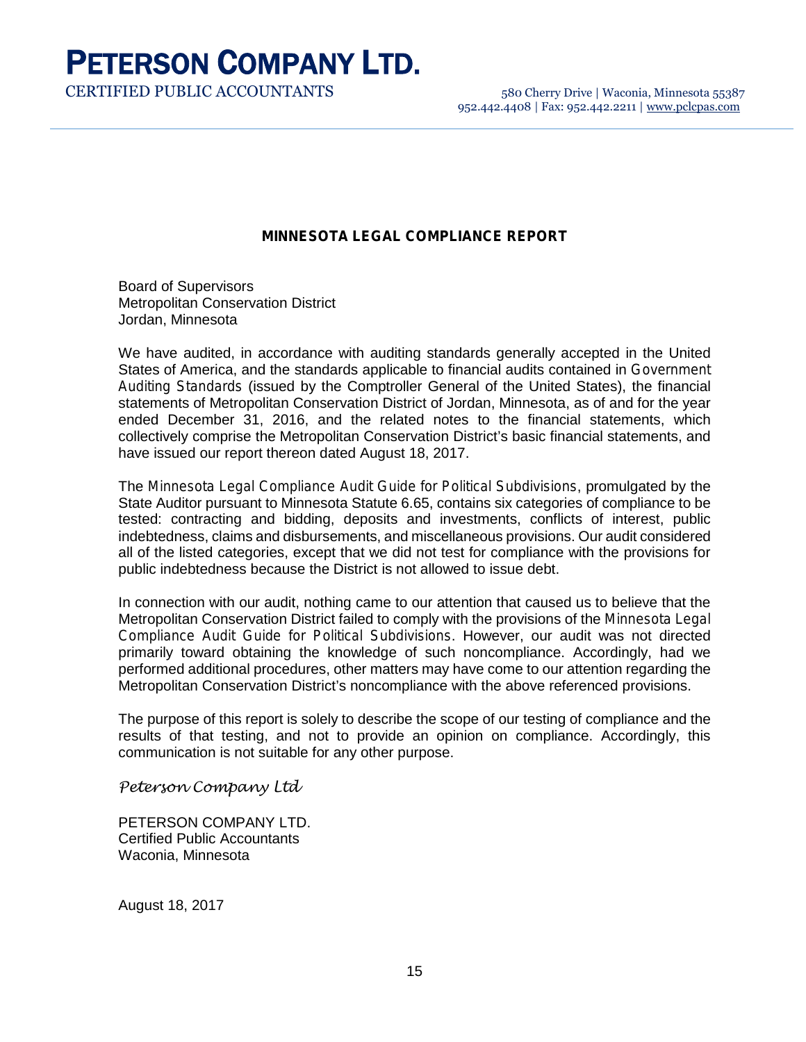# PETERSON COMPANY LTD.

CERTIFIED PUBLIC ACCOUNTANTS

580 Cherry Drive | Waconia, Minnesota 55387
952.442.4408 | Fax: 952.442.2211 | www.pclcpas.com

## MINNESOTA LEGAL COMPLIANCE REPORT

Board of Supervisors
Metropolitan Conservation District
Jordan, Minnesota

We have audited, in accordance with auditing standards generally accepted in the United States of America, and the standards applicable to financial audits contained in *Government Auditing Standards* (issued by the Comptroller General of the United States), the financial statements of Metropolitan Conservation District of Jordan, Minnesota, as of and for the year ended December 31, 2016, and the related notes to the financial statements, which collectively comprise the Metropolitan Conservation District's basic financial statements, and have issued our report thereon dated August 18, 2017.

The *Minnesota Legal Compliance Audit Guide for Political Subdivisions*, promulgated by the State Auditor pursuant to Minnesota Statute 6.65, contains six categories of compliance to be tested: contracting and bidding, deposits and investments, conflicts of interest, public indebtedness, claims and disbursements, and miscellaneous provisions. Our audit considered all of the listed categories, except that we did not test for compliance with the provisions for public indebtedness because the District is not allowed to issue debt.

In connection with our audit, nothing came to our attention that caused us to believe that the Metropolitan Conservation District failed to comply with the provisions of the *Minnesota Legal Compliance Audit Guide for Political Subdivisions*. However, our audit was not directed primarily toward obtaining the knowledge of such noncompliance. Accordingly, had we performed additional procedures, other matters may have come to our attention regarding the Metropolitan Conservation District's noncompliance with the above referenced provisions.

The purpose of this report is solely to describe the scope of our testing of compliance and the results of that testing, and not to provide an opinion on compliance. Accordingly, this communication is not suitable for any other purpose.

*Peterson Company Ltd*

PETERSON COMPANY LTD.
Certified Public Accountants
Waconia, Minnesota

August 18, 2017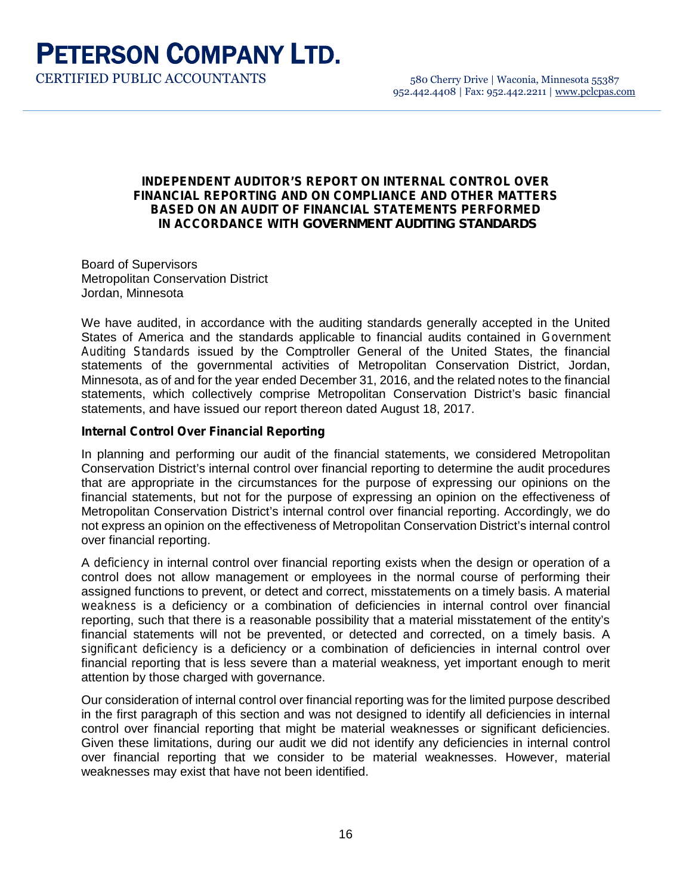# PETERSON COMPANY LTD.

CERTIFIED PUBLIC ACCOUNTANTS

580 Cherry Drive | Waconia, Minnesota 55387
952.442.4408 | Fax: 952.442.2211 | www.pclcpas.com

## INDEPENDENT AUDITOR'S REPORT ON INTERNAL CONTROL OVER FINANCIAL REPORTING AND ON COMPLIANCE AND OTHER MATTERS BASED ON AN AUDIT OF FINANCIAL STATEMENTS PERFORMED IN ACCORDANCE WITH *GOVERNMENT AUDITING STANDARDS*

Board of Supervisors
Metropolitan Conservation District
Jordan, Minnesota

We have audited, in accordance with the auditing standards generally accepted in the United States of America and the standards applicable to financial audits contained in *Government Auditing Standards* issued by the Comptroller General of the United States, the financial statements of the governmental activities of Metropolitan Conservation District, Jordan, Minnesota, as of and for the year ended December 31, 2016, and the related notes to the financial statements, which collectively comprise Metropolitan Conservation District's basic financial statements, and have issued our report thereon dated August 18, 2017.

### Internal Control Over Financial Reporting

In planning and performing our audit of the financial statements, we considered Metropolitan Conservation District's internal control over financial reporting to determine the audit procedures that are appropriate in the circumstances for the purpose of expressing our opinions on the financial statements, but not for the purpose of expressing an opinion on the effectiveness of Metropolitan Conservation District's internal control over financial reporting. Accordingly, we do not express an opinion on the effectiveness of Metropolitan Conservation District's internal control over financial reporting.

A *deficiency* in internal control over financial reporting exists when the design or operation of a control does not allow management or employees in the normal course of performing their assigned functions to prevent, or detect and correct, misstatements on a timely basis. A *material weakness* is a deficiency or a combination of deficiencies in internal control over financial reporting, such that there is a reasonable possibility that a material misstatement of the entity's financial statements will not be prevented, or detected and corrected, on a timely basis. A *significant deficiency* is a deficiency or a combination of deficiencies in internal control over financial reporting that is less severe than a material weakness, yet important enough to merit attention by those charged with governance.

Our consideration of internal control over financial reporting was for the limited purpose described in the first paragraph of this section and was not designed to identify all deficiencies in internal control over financial reporting that might be material weaknesses or significant deficiencies. Given these limitations, during our audit we did not identify any deficiencies in internal control over financial reporting that we consider to be material weaknesses. However, material weaknesses may exist that have not been identified.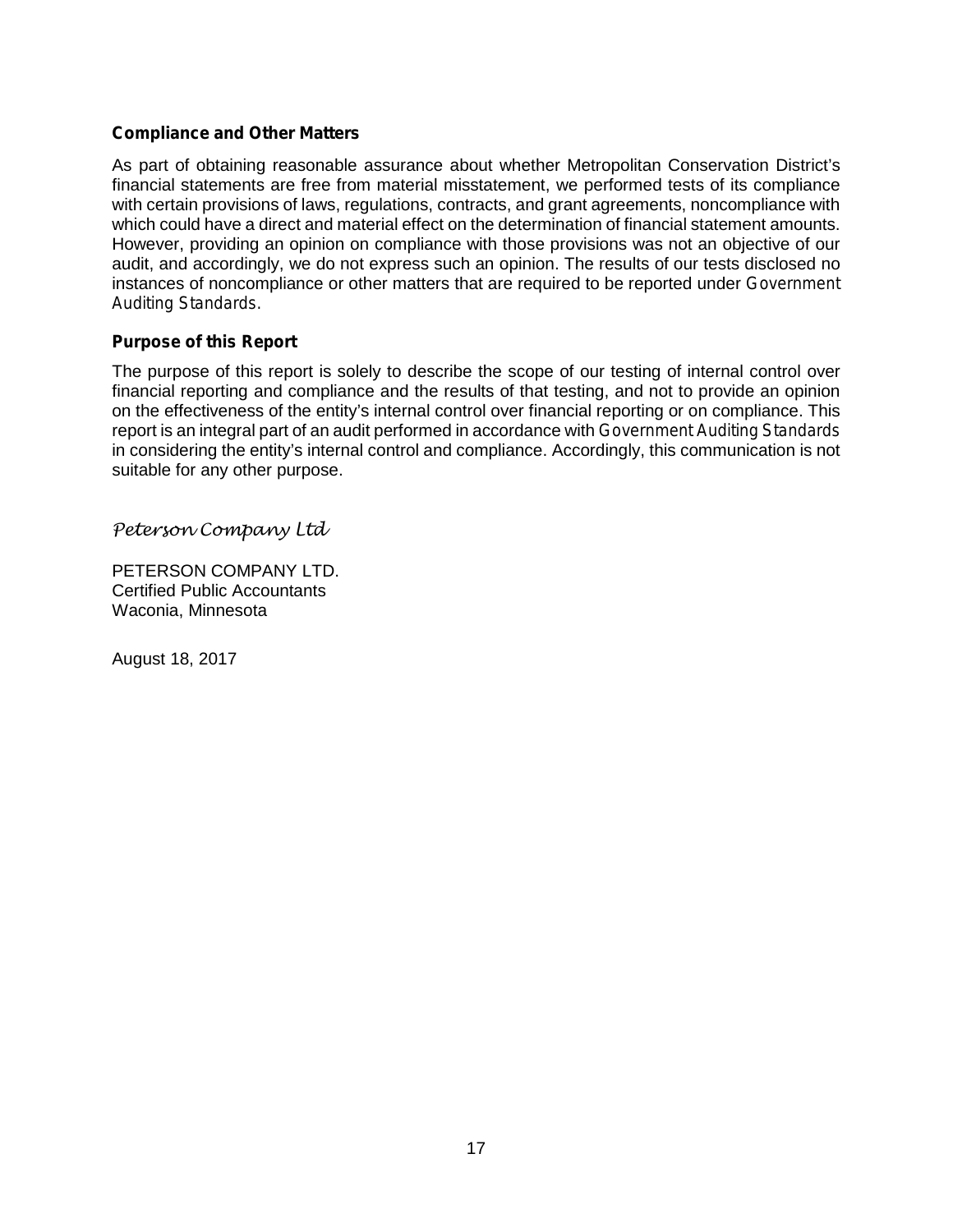### Compliance and Other Matters

As part of obtaining reasonable assurance about whether Metropolitan Conservation District's financial statements are free from material misstatement, we performed tests of its compliance with certain provisions of laws, regulations, contracts, and grant agreements, noncompliance with which could have a direct and material effect on the determination of financial statement amounts. However, providing an opinion on compliance with those provisions was not an objective of our audit, and accordingly, we do not express such an opinion. The results of our tests disclosed no instances of noncompliance or other matters that are required to be reported under *Government Auditing Standards*.

### Purpose of this Report

The purpose of this report is solely to describe the scope of our testing of internal control over financial reporting and compliance and the results of that testing, and not to provide an opinion on the effectiveness of the entity's internal control over financial reporting or on compliance. This report is an integral part of an audit performed in accordance with *Government Auditing Standards* in considering the entity's internal control and compliance. Accordingly, this communication is not suitable for any other purpose.

*Peterson Company Ltd*

PETERSON COMPANY LTD.
Certified Public Accountants
Waconia, Minnesota

August 18, 2017